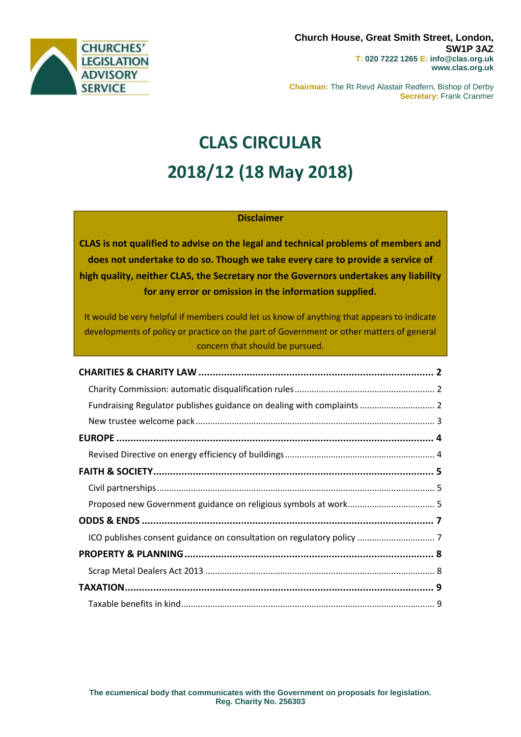**CHURCHES' LEGISLATION ADVISORY SERVICE**

**Church House, Great Smith Street, London, SW1P 3AZ**
**T: 020 7222 1265 E: info@clas.org.uk**
**www.clas.org.uk**

**Chairman:** The Rt Revd Alastair Redfern, Bishop of Derby
**Secretary:** Frank Cranmer

# CLAS CIRCULAR
# 2018/12 (18 May 2018)

**Disclaimer**

**CLAS is not qualified to advise on the legal and technical problems of members and does not undertake to do so. Though we take every care to provide a service of high quality, neither CLAS, the Secretary nor the Governors undertakes any liability for any error or omission in the information supplied.**

It would be very helpful if members could let us know of anything that appears to indicate developments of policy or practice on the part of Government or other matters of general concern that should be pursued.

**CHARITIES & CHARITY LAW** ........ **2**
- Charity Commission: automatic disqualification rules ........ 2
- Fundraising Regulator publishes guidance on dealing with complaints ........ 2
- New trustee welcome pack ........ 3

**EUROPE** ........ **4**
- Revised Directive on energy efficiency of buildings ........ 4

**FAITH & SOCIETY** ........ **5**
- Civil partnerships ........ 5
- Proposed new Government guidance on religious symbols at work ........ 5

**ODDS & ENDS** ........ **7**
- ICO publishes consent guidance on consultation on regulatory policy ........ 7

**PROPERTY & PLANNING** ........ **8**
- Scrap Metal Dealers Act 2013 ........ 8

**TAXATION** ........ **9**
- Taxable benefits in kind ........ 9

**The ecumenical body that communicates with the Government on proposals for legislation.**
**Reg. Charity No. 256303**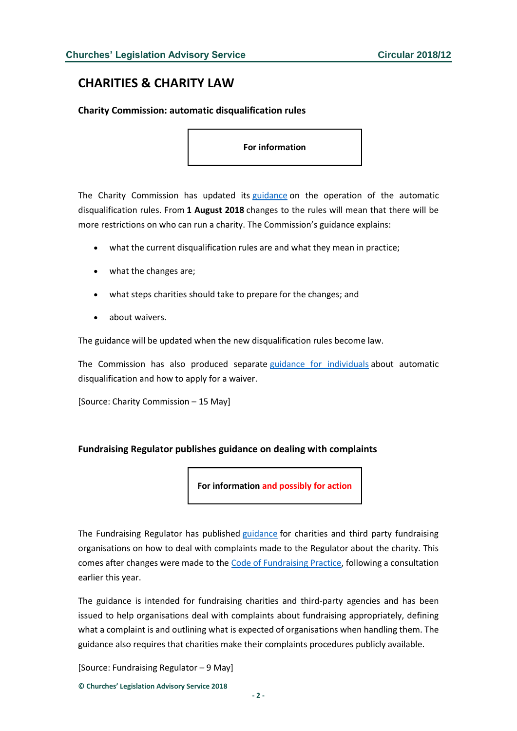# CHARITIES & CHARITY LAW

### Charity Commission: automatic disqualification rules

**For information**

The Charity Commission has updated its guidance on the operation of the automatic disqualification rules. From **1 August 2018** changes to the rules will mean that there will be more restrictions on who can run a charity. The Commission's guidance explains:

- what the current disqualification rules are and what they mean in practice;
- what the changes are;
- what steps charities should take to prepare for the changes; and
- about waivers.

The guidance will be updated when the new disqualification rules become law.

The Commission has also produced separate guidance for individuals about automatic disqualification and how to apply for a waiver.

[Source: Charity Commission – 15 May]

### Fundraising Regulator publishes guidance on dealing with complaints

**For information and possibly for action**

The Fundraising Regulator has published guidance for charities and third party fundraising organisations on how to deal with complaints made to the Regulator about the charity. This comes after changes were made to the Code of Fundraising Practice, following a consultation earlier this year.

The guidance is intended for fundraising charities and third-party agencies and has been issued to help organisations deal with complaints about fundraising appropriately, defining what a complaint is and outlining what is expected of organisations when handling them. The guidance also requires that charities make their complaints procedures publicly available.

[Source: Fundraising Regulator – 9 May]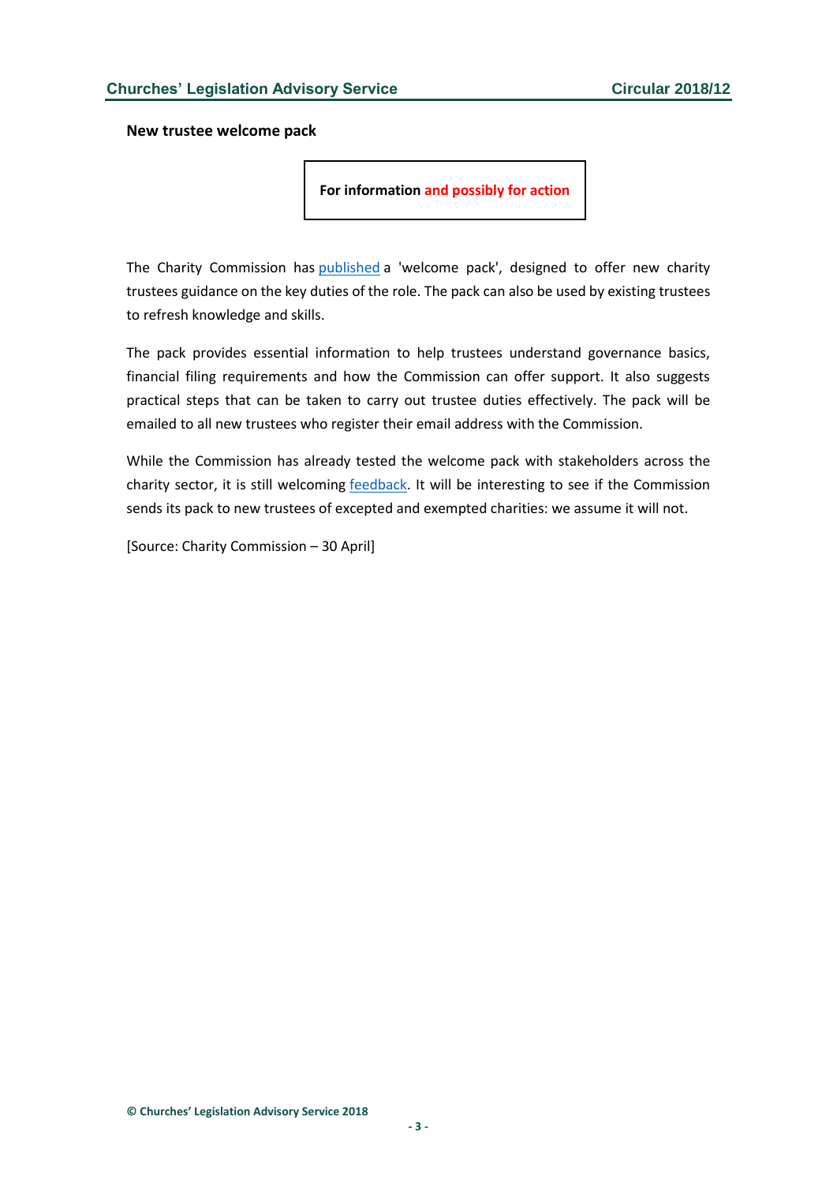### New trustee welcome pack

**For information and possibly for action**

The Charity Commission has published a 'welcome pack', designed to offer new charity trustees guidance on the key duties of the role. The pack can also be used by existing trustees to refresh knowledge and skills.

The pack provides essential information to help trustees understand governance basics, financial filing requirements and how the Commission can offer support. It also suggests practical steps that can be taken to carry out trustee duties effectively. The pack will be emailed to all new trustees who register their email address with the Commission.

While the Commission has already tested the welcome pack with stakeholders across the charity sector, it is still welcoming feedback. It will be interesting to see if the Commission sends its pack to new trustees of excepted and exempted charities: we assume it will not.

[Source: Charity Commission – 30 April]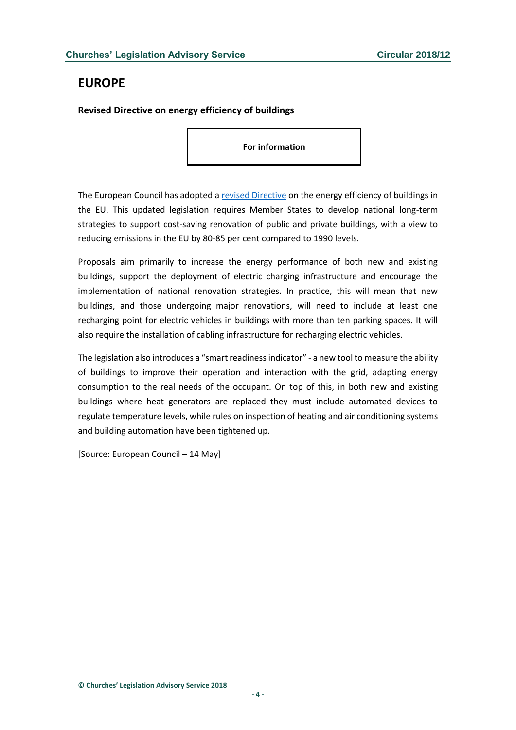# EUROPE

**Revised Directive on energy efficiency of buildings**

**For information**

The European Council has adopted a revised Directive on the energy efficiency of buildings in the EU. This updated legislation requires Member States to develop national long-term strategies to support cost-saving renovation of public and private buildings, with a view to reducing emissions in the EU by 80-85 per cent compared to 1990 levels.

Proposals aim primarily to increase the energy performance of both new and existing buildings, support the deployment of electric charging infrastructure and encourage the implementation of national renovation strategies. In practice, this will mean that new buildings, and those undergoing major renovations, will need to include at least one recharging point for electric vehicles in buildings with more than ten parking spaces. It will also require the installation of cabling infrastructure for recharging electric vehicles.

The legislation also introduces a "smart readiness indicator" - a new tool to measure the ability of buildings to improve their operation and interaction with the grid, adapting energy consumption to the real needs of the occupant. On top of this, in both new and existing buildings where heat generators are replaced they must include automated devices to regulate temperature levels, while rules on inspection of heating and air conditioning systems and building automation have been tightened up.

[Source: European Council – 14 May]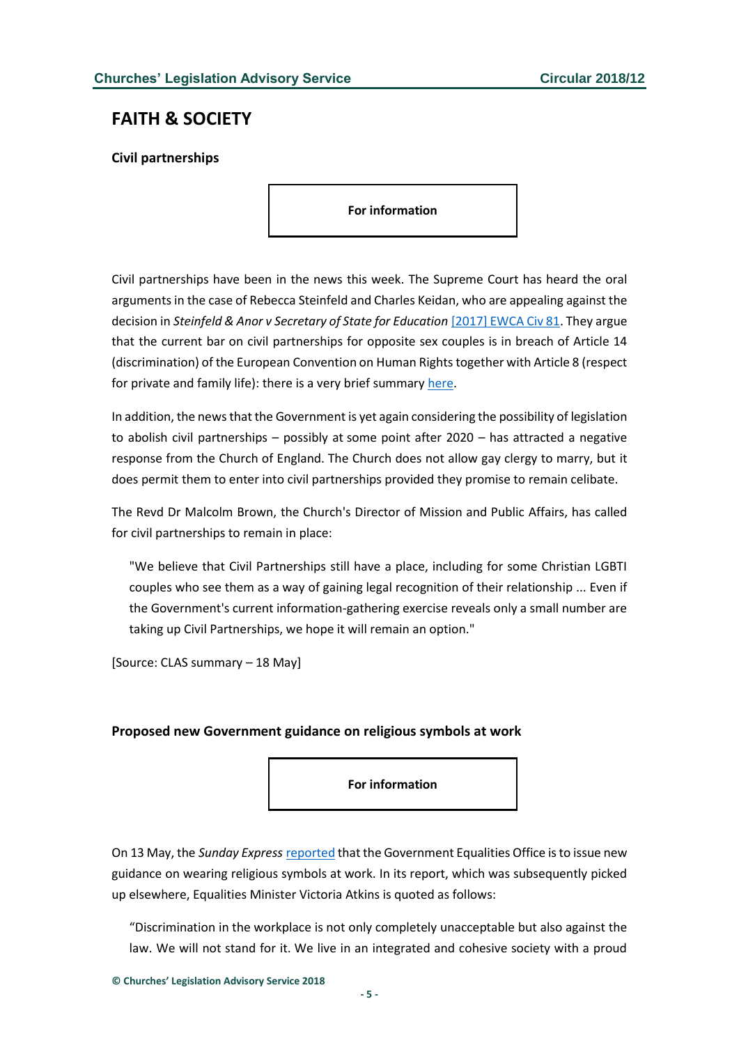## FAITH & SOCIETY

### Civil partnerships

**For information**

Civil partnerships have been in the news this week. The Supreme Court has heard the oral arguments in the case of Rebecca Steinfeld and Charles Keidan, who are appealing against the decision in *Steinfeld & Anor v Secretary of State for Education* [2017] EWCA Civ 81. They argue that the current bar on civil partnerships for opposite sex couples is in breach of Article 14 (discrimination) of the European Convention on Human Rights together with Article 8 (respect for private and family life): there is a very brief summary here.

In addition, the news that the Government is yet again considering the possibility of legislation to abolish civil partnerships – possibly at some point after 2020 – has attracted a negative response from the Church of England. The Church does not allow gay clergy to marry, but it does permit them to enter into civil partnerships provided they promise to remain celibate.

The Revd Dr Malcolm Brown, the Church's Director of Mission and Public Affairs, has called for civil partnerships to remain in place:

> "We believe that Civil Partnerships still have a place, including for some Christian LGBTI couples who see them as a way of gaining legal recognition of their relationship ... Even if the Government's current information-gathering exercise reveals only a small number are taking up Civil Partnerships, we hope it will remain an option."

[Source: CLAS summary – 18 May]

### Proposed new Government guidance on religious symbols at work

**For information**

On 13 May, the *Sunday Express* reported that the Government Equalities Office is to issue new guidance on wearing religious symbols at work. In its report, which was subsequently picked up elsewhere, Equalities Minister Victoria Atkins is quoted as follows:

> "Discrimination in the workplace is not only completely unacceptable but also against the law. We will not stand for it. We live in an integrated and cohesive society with a proud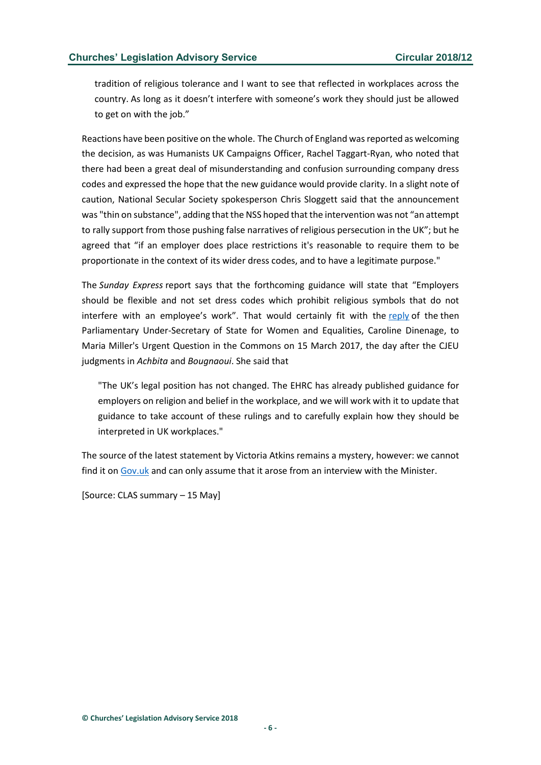> tradition of religious tolerance and I want to see that reflected in workplaces across the country. As long as it doesn't interfere with someone's work they should just be allowed to get on with the job."

Reactions have been positive on the whole. The Church of England was reported as welcoming the decision, as was Humanists UK Campaigns Officer, Rachel Taggart-Ryan, who noted that there had been a great deal of misunderstanding and confusion surrounding company dress codes and expressed the hope that the new guidance would provide clarity. In a slight note of caution, National Secular Society spokesperson Chris Sloggett said that the announcement was "thin on substance", adding that the NSS hoped that the intervention was not "an attempt to rally support from those pushing false narratives of religious persecution in the UK"; but he agreed that "if an employer does place restrictions it's reasonable to require them to be proportionate in the context of its wider dress codes, and to have a legitimate purpose."

The *Sunday Express* report says that the forthcoming guidance will state that "Employers should be flexible and not set dress codes which prohibit religious symbols that do not interfere with an employee's work". That would certainly fit with the reply of the then Parliamentary Under-Secretary of State for Women and Equalities, Caroline Dinenage, to Maria Miller's Urgent Question in the Commons on 15 March 2017, the day after the CJEU judgments in *Achbita* and *Bougnaoui*. She said that

> "The UK's legal position has not changed. The EHRC has already published guidance for employers on religion and belief in the workplace, and we will work with it to update that guidance to take account of these rulings and to carefully explain how they should be interpreted in UK workplaces."

The source of the latest statement by Victoria Atkins remains a mystery, however: we cannot find it on Gov.uk and can only assume that it arose from an interview with the Minister.

[Source: CLAS summary – 15 May]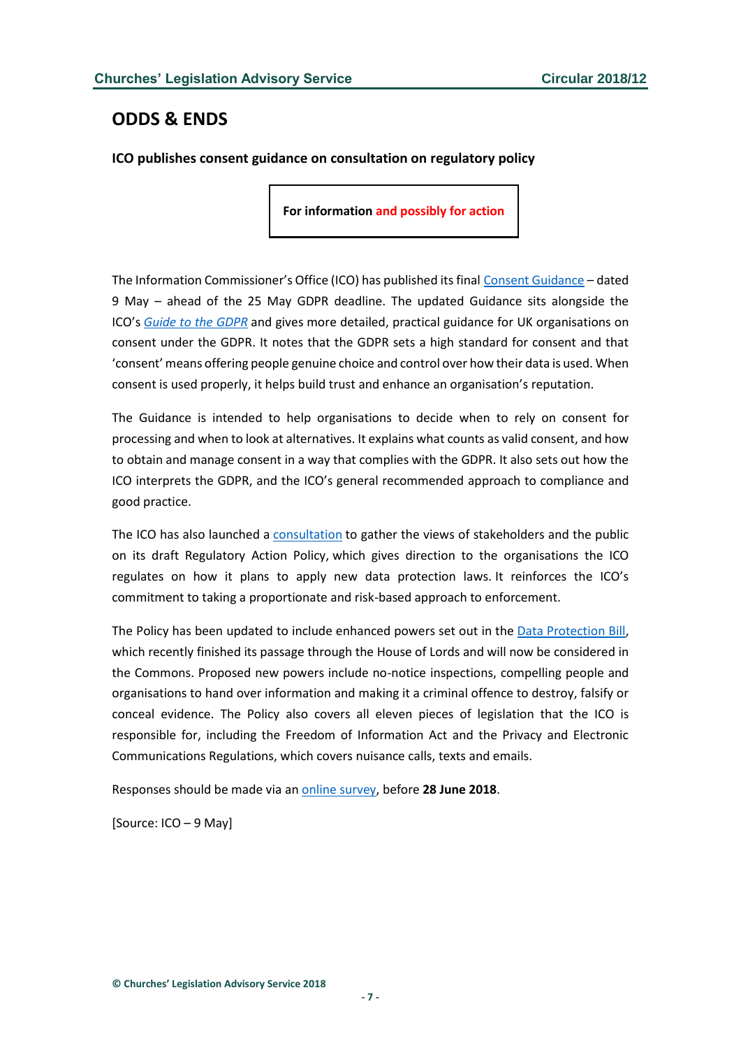## ODDS & ENDS

**ICO publishes consent guidance on consultation on regulatory policy**

**For information and possibly for action**

The Information Commissioner's Office (ICO) has published its final Consent Guidance – dated 9 May – ahead of the 25 May GDPR deadline. The updated Guidance sits alongside the ICO's *Guide to the GDPR* and gives more detailed, practical guidance for UK organisations on consent under the GDPR. It notes that the GDPR sets a high standard for consent and that 'consent' means offering people genuine choice and control over how their data is used. When consent is used properly, it helps build trust and enhance an organisation's reputation.

The Guidance is intended to help organisations to decide when to rely on consent for processing and when to look at alternatives. It explains what counts as valid consent, and how to obtain and manage consent in a way that complies with the GDPR. It also sets out how the ICO interprets the GDPR, and the ICO's general recommended approach to compliance and good practice.

The ICO has also launched a consultation to gather the views of stakeholders and the public on its draft Regulatory Action Policy, which gives direction to the organisations the ICO regulates on how it plans to apply new data protection laws. It reinforces the ICO's commitment to taking a proportionate and risk-based approach to enforcement.

The Policy has been updated to include enhanced powers set out in the Data Protection Bill, which recently finished its passage through the House of Lords and will now be considered in the Commons. Proposed new powers include no-notice inspections, compelling people and organisations to hand over information and making it a criminal offence to destroy, falsify or conceal evidence. The Policy also covers all eleven pieces of legislation that the ICO is responsible for, including the Freedom of Information Act and the Privacy and Electronic Communications Regulations, which covers nuisance calls, texts and emails.

Responses should be made via an online survey, before **28 June 2018**.

[Source: ICO – 9 May]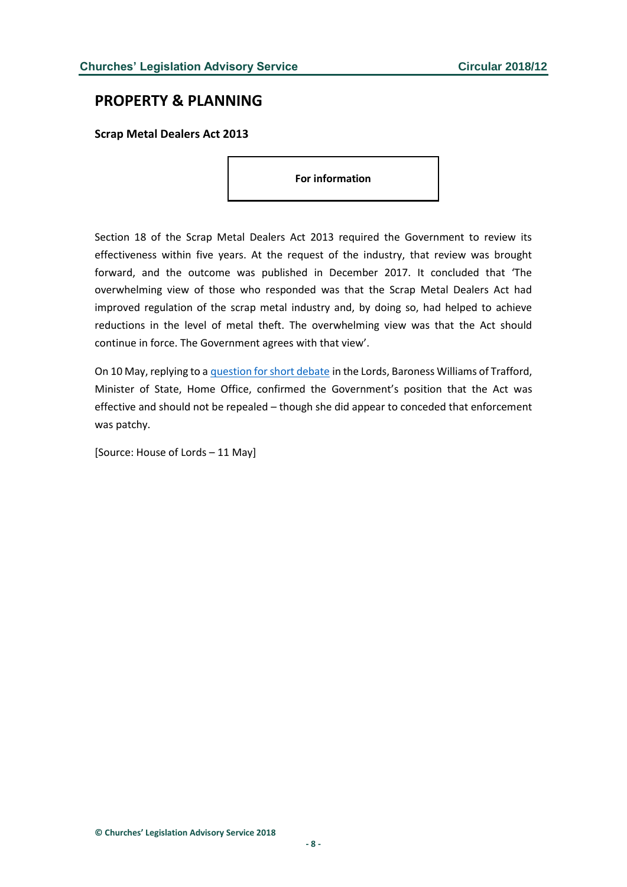## PROPERTY & PLANNING

### Scrap Metal Dealers Act 2013

**For information**

Section 18 of the Scrap Metal Dealers Act 2013 required the Government to review its effectiveness within five years. At the request of the industry, that review was brought forward, and the outcome was published in December 2017. It concluded that 'The overwhelming view of those who responded was that the Scrap Metal Dealers Act had improved regulation of the scrap metal industry and, by doing so, had helped to achieve reductions in the level of metal theft. The overwhelming view was that the Act should continue in force. The Government agrees with that view'.

On 10 May, replying to a question for short debate in the Lords, Baroness Williams of Trafford, Minister of State, Home Office, confirmed the Government's position that the Act was effective and should not be repealed – though she did appear to conceded that enforcement was patchy.

[Source: House of Lords – 11 May]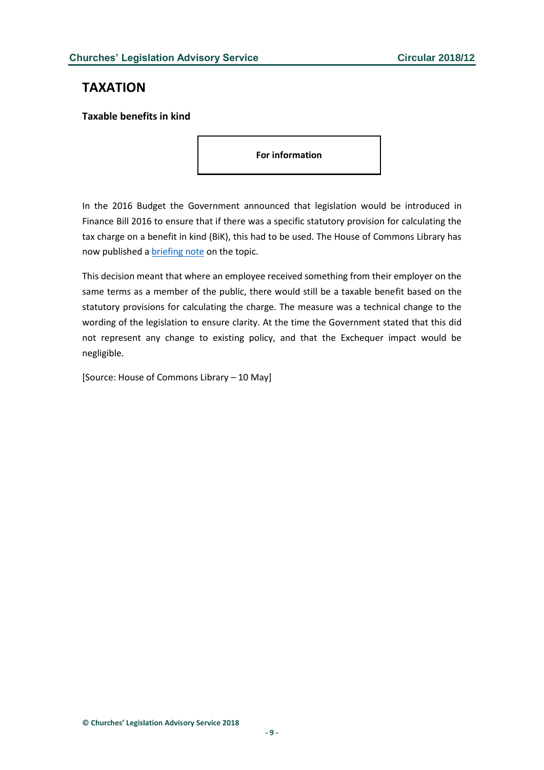## TAXATION

### Taxable benefits in kind

**For information**

In the 2016 Budget the Government announced that legislation would be introduced in Finance Bill 2016 to ensure that if there was a specific statutory provision for calculating the tax charge on a benefit in kind (BiK), this had to be used. The House of Commons Library has now published a briefing note on the topic.

This decision meant that where an employee received something from their employer on the same terms as a member of the public, there would still be a taxable benefit based on the statutory provisions for calculating the charge. The measure was a technical change to the wording of the legislation to ensure clarity. At the time the Government stated that this did not represent any change to existing policy, and that the Exchequer impact would be negligible.

[Source: House of Commons Library – 10 May]